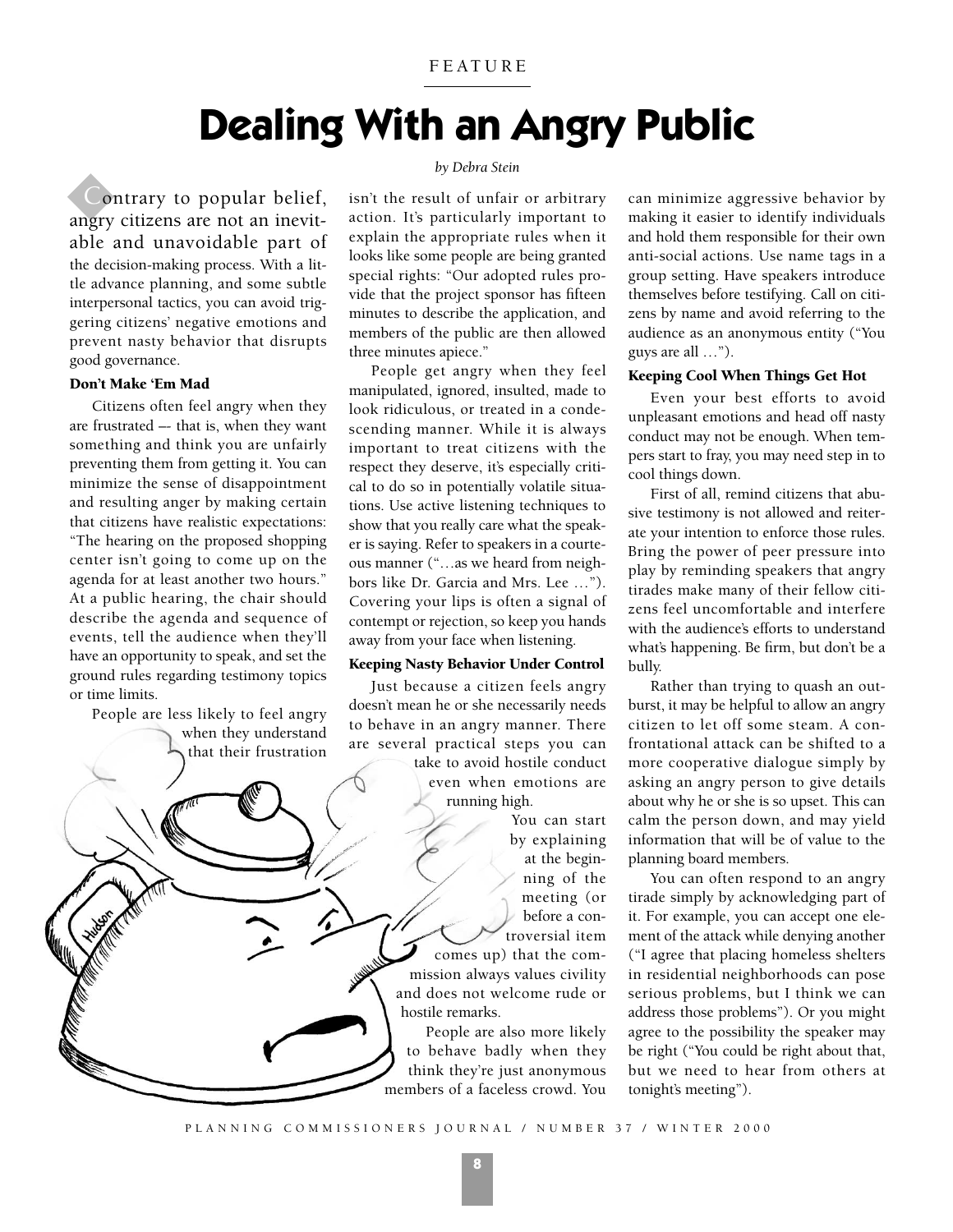FEATURE

# Dealing With an Angry Public

*by Debra Stein*

Contrary to popular belief, angry citizens are not an inevitable and unavoidable part of the decision-making process. With a little advance planning, and some subtle interpersonal tactics, you can avoid triggering citizens' negative emotions and prevent nasty behavior that disrupts good governance.

### Don't Make 'Em Mad

Citizens often feel angry when they are frustrated –- that is, when they want something and think you are unfairly preventing them from getting it. You can minimize the sense of disappointment and resulting anger by making certain that citizens have realistic expectations: "The hearing on the proposed shopping center isn't going to come up on the agenda for at least another two hours." At a public hearing, the chair should describe the agenda and sequence of events, tell the audience when they'll have an opportunity to speak, and set the ground rules regarding testimony topics or time limits.

People are less likely to feel angry when they understand that their frustration isn't the result of unfair or arbitrary action. It's particularly important to explain the appropriate rules when it looks like some people are being granted special rights: "Our adopted rules provide that the project sponsor has fifteen minutes to describe the application, and members of the public are then allowed three minutes apiece."

People get angry when they feel manipulated, ignored, insulted, made to look ridiculous, or treated in a condescending manner. While it is always important to treat citizens with the respect they deserve, it's especially critical to do so in potentially volatile situations. Use active listening techniques to show that you really care what the speaker is saying. Refer to speakers in a courteous manner ("…as we heard from neighbors like Dr. Garcia and Mrs. Lee …"). Covering your lips is often a signal of contempt or rejection, so keep you hands away from your face when listening.

### Keeping Nasty Behavior Under Control

Just because a citizen feels angry doesn't mean he or she necessarily needs to behave in an angry manner. There are several practical steps you can take to avoid hostile conduct even when emotions are running high.

You can start by explaining at the beginning of the meeting (or before a controversial item comes up) that the commission always values civility and does not welcome rude or hostile remarks.

People are also more likely to behave badly when they think they're just anonymous members of a faceless crowd. You can minimize aggressive behavior by making it easier to identify individuals and hold them responsible for their own anti-social actions. Use name tags in a group setting. Have speakers introduce themselves before testifying. Call on citizens by name and avoid referring to the audience as an anonymous entity ("You guys are all …").

### Keeping Cool When Things Get Hot

Even your best efforts to avoid unpleasant emotions and head off nasty conduct may not be enough. When tempers start to fray, you may need step in to cool things down.

First of all, remind citizens that abusive testimony is not allowed and reiterate your intention to enforce those rules. Bring the power of peer pressure into play by reminding speakers that angry tirades make many of their fellow citizens feel uncomfortable and interfere with the audience's efforts to understand what's happening. Be firm, but don't be a bully.

Rather than trying to quash an outburst, it may be helpful to allow an angry citizen to let off some steam. A confrontational attack can be shifted to a more cooperative dialogue simply by asking an angry person to give details about why he or she is so upset. This can calm the person down, and may yield information that will be of value to the planning board members.

You can often respond to an angry tirade simply by acknowledging part of it. For example, you can accept one element of the attack while denying another ("I agree that placing homeless shelters in residential neighborhoods can pose serious problems, but I think we can address those problems"). Or you might agree to the possibility the speaker may be right ("You could be right about that, but we need to hear from others at tonight's meeting").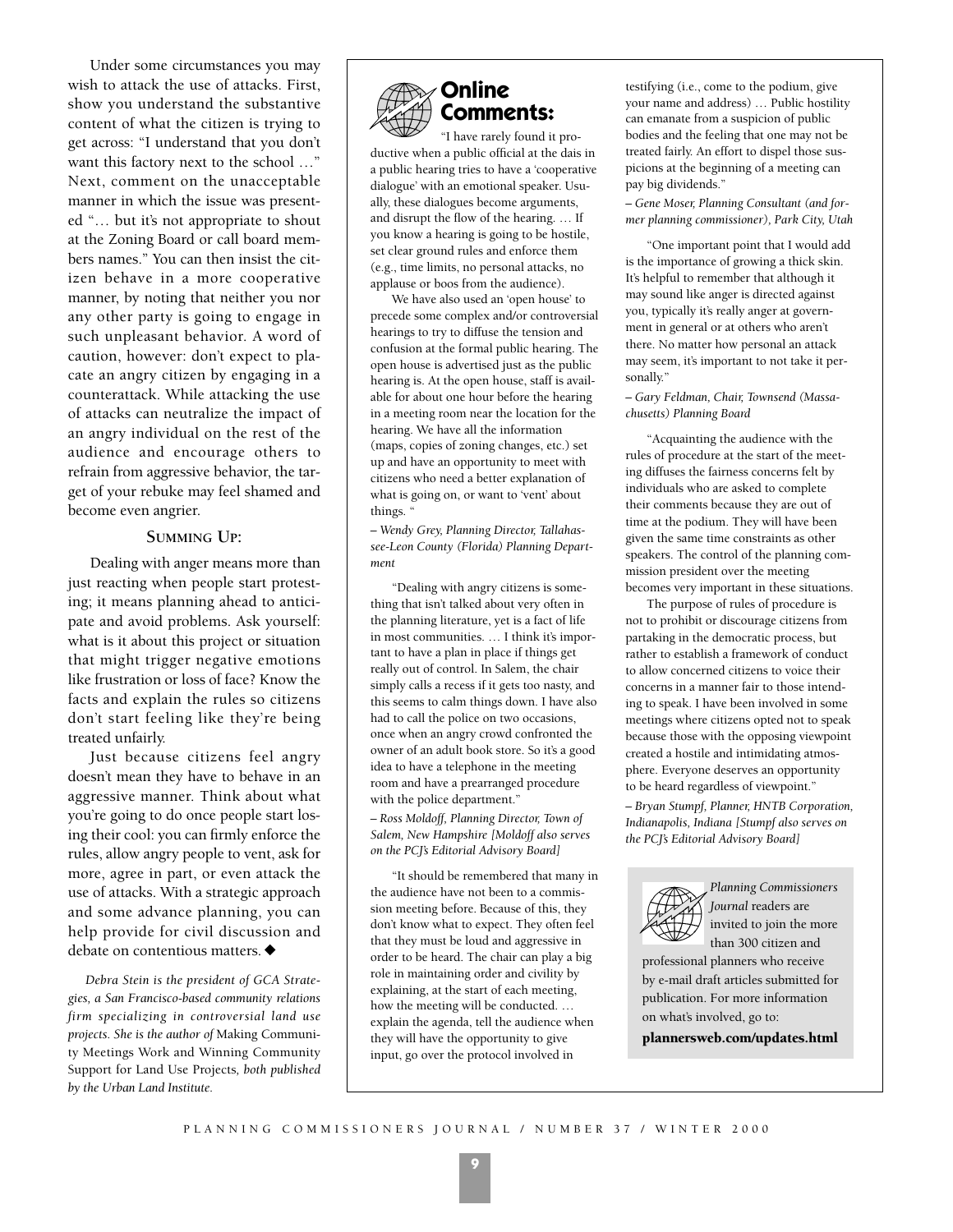Under some circumstances you may wish to attack the use of attacks. First, show you understand the substantive content of what the citizen is trying to get across: "I understand that you don't want this factory next to the school …" Next, comment on the unacceptable manner in which the issue was presented "… but it's not appropriate to shout at the Zoning Board or call board members names." You can then insist the citizen behave in a more cooperative manner, by noting that neither you nor any other party is going to engage in such unpleasant behavior. A word of caution, however: don't expect to placate an angry citizen by engaging in a counterattack. While attacking the use of attacks can neutralize the impact of an angry individual on the rest of the audience and encourage others to refrain from aggressive behavior, the target of your rebuke may feel shamed and become even angrier.

### Summing Up:

Dealing with anger means more than just reacting when people start protesting; it means planning ahead to anticipate and avoid problems. Ask yourself: what is it about this project or situation that might trigger negative emotions like frustration or loss of face? Know the facts and explain the rules so citizens don't start feeling like they're being treated unfairly.

Just because citizens feel angry doesn't mean they have to behave in an aggressive manner. Think about what you're going to do once people start losing their cool: you can firmly enforce the rules, allow angry people to vent, ask for more, agree in part, or even attack the use of attacks. With a strategic approach and some advance planning, you can help provide for civil discussion and debate on contentious matters. ◆

*Debra Stein is the president of GCA Strategies, a San Francisco-based community relations firm specializing in controversial land use projects. She is the author of* Making Community Meetings Work and Winning Community Support for Land Use Projects*, both published by the Urban Land Institute.*

## Online Comments:

"I have rarely found it productive when a public official at the dais in a public hearing tries to have a 'cooperative dialogue' with an emotional speaker. Usually, these dialogues become arguments, and disrupt the flow of the hearing. … If you know a hearing is going to be hostile, set clear ground rules and enforce them (e.g., time limits, no personal attacks, no applause or boos from the audience).

We have also used an 'open house' to precede some complex and/or controversial hearings to try to diffuse the tension and confusion at the formal public hearing. The open house is advertised just as the public hearing is. At the open house, staff is available for about one hour before the hearing in a meeting room near the location for the hearing. We have all the information (maps, copies of zoning changes, etc.) set up and have an opportunity to meet with citizens who need a better explanation of what is going on, or want to 'vent' about things. "

*– Wendy Grey, Planning Director, Tallahassee-Leon County (Florida) Planning Department*

"Dealing with angry citizens is something that isn't talked about very often in the planning literature, yet is a fact of life in most communities. … I think it's important to have a plan in place if things get really out of control. In Salem, the chair simply calls a recess if it gets too nasty, and this seems to calm things down. I have also had to call the police on two occasions, once when an angry crowd confronted the owner of an adult book store. So it's a good idea to have a telephone in the meeting room and have a prearranged procedure with the police department."

*– Ross Moldoff, Planning Director, Town of Salem, New Hampshire [Moldoff also serves on the PCJ's Editorial Advisory Board]*

"It should be remembered that many in the audience have not been to a commission meeting before. Because of this, they don't know what to expect. They often feel that they must be loud and aggressive in order to be heard. The chair can play a big role in maintaining order and civility by explaining, at the start of each meeting, how the meeting will be conducted. … explain the agenda, tell the audience when they will have the opportunity to give input, go over the protocol involved in testifying (i.e., come to the podium, give your name and address) … Public hostility can emanate from a suspicion of public bodies and the feeling that one may not be treated fairly. An effort to dispel those suspicions at the beginning of a meeting can pay big dividends."

*– Gene Moser, Planning Consultant (and former planning commissioner), Park City, Utah*

"One important point that I would add is the importance of growing a thick skin. It's helpful to remember that although it may sound like anger is directed against you, typically it's really anger at government in general or at others who aren't there. No matter how personal an attack may seem, it's important to not take it personally."

*– Gary Feldman, Chair, Townsend (Massachusetts) Planning Board*

"Acquainting the audience with the rules of procedure at the start of the meeting diffuses the fairness concerns felt by individuals who are asked to complete their comments because they are out of time at the podium. They will have been given the same time constraints as other speakers. The control of the planning commission president over the meeting becomes very important in these situations.

The purpose of rules of procedure is not to prohibit or discourage citizens from partaking in the democratic process, but rather to establish a framework of conduct to allow concerned citizens to voice their concerns in a manner fair to those intending to speak. I have been involved in some meetings where citizens opted not to speak because those with the opposing viewpoint created a hostile and intimidating atmosphere. Everyone deserves an opportunity to be heard regardless of viewpoint."

*– Bryan Stumpf, Planner, HNTB Corporation, Indianapolis, Indiana [Stumpf also serves on the PCJ's Editorial Advisory Board]*

*Planning Commissioners Journal* readers are invited to join the more than 300 citizen and professional planners who receive by e-mail draft articles submitted for publication. For more information on what's involved, go to:

**plannersweb.com/updates.html**